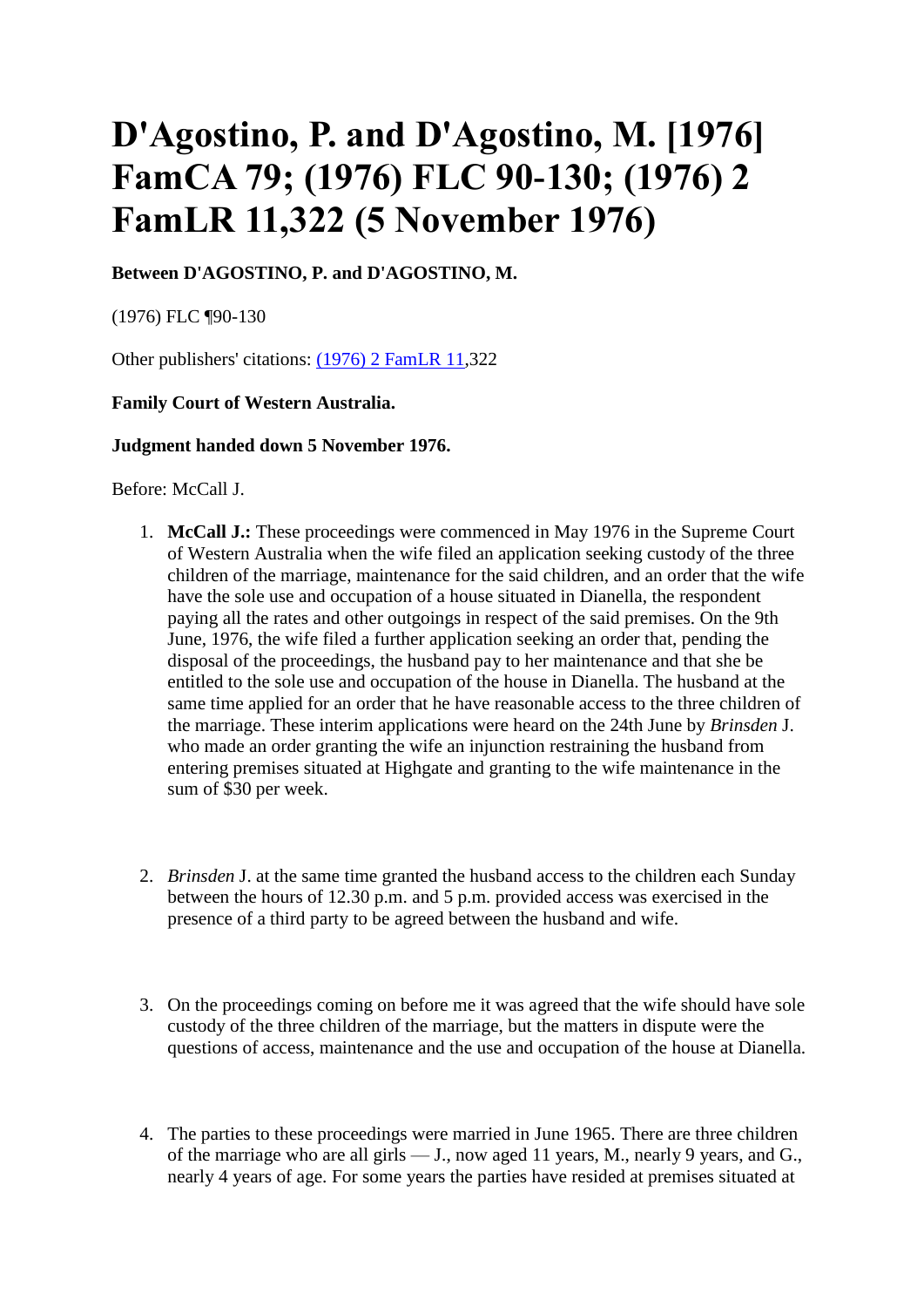# D'Agostino, P. and D'Agostino, M. [1976] FamCA 79; (1976) FLC 90-130; (1976) 2 FamLR 11,322 (5 November 1976)

**Between D'AGOSTINO, P. and D'AGOSTINO, M.**

(1976) FLC ¶90-130

Other publishers' citations: (1976) 2 FamLR 11,322

**Family Court of Western Australia.**

**Judgment handed down 5 November 1976.**

Before: McCall J.

1. **McCall J.:** These proceedings were commenced in May 1976 in the Supreme Court of Western Australia when the wife filed an application seeking custody of the three children of the marriage, maintenance for the said children, and an order that the wife have the sole use and occupation of a house situated in Dianella, the respondent paying all the rates and other outgoings in respect of the said premises. On the 9th June, 1976, the wife filed a further application seeking an order that, pending the disposal of the proceedings, the husband pay to her maintenance and that she be entitled to the sole use and occupation of the house in Dianella. The husband at the same time applied for an order that he have reasonable access to the three children of the marriage. These interim applications were heard on the 24th June by *Brinsden* J. who made an order granting the wife an injunction restraining the husband from entering premises situated at Highgate and granting to the wife maintenance in the sum of $30 per week.

2. *Brinsden* J. at the same time granted the husband access to the children each Sunday between the hours of 12.30 p.m. and 5 p.m. provided access was exercised in the presence of a third party to be agreed between the husband and wife.

3. On the proceedings coming on before me it was agreed that the wife should have sole custody of the three children of the marriage, but the matters in dispute were the questions of access, maintenance and the use and occupation of the house at Dianella.

4. The parties to these proceedings were married in June 1965. There are three children of the marriage who are all girls — J., now aged 11 years, M., nearly 9 years, and G., nearly 4 years of age. For some years the parties have resided at premises situated at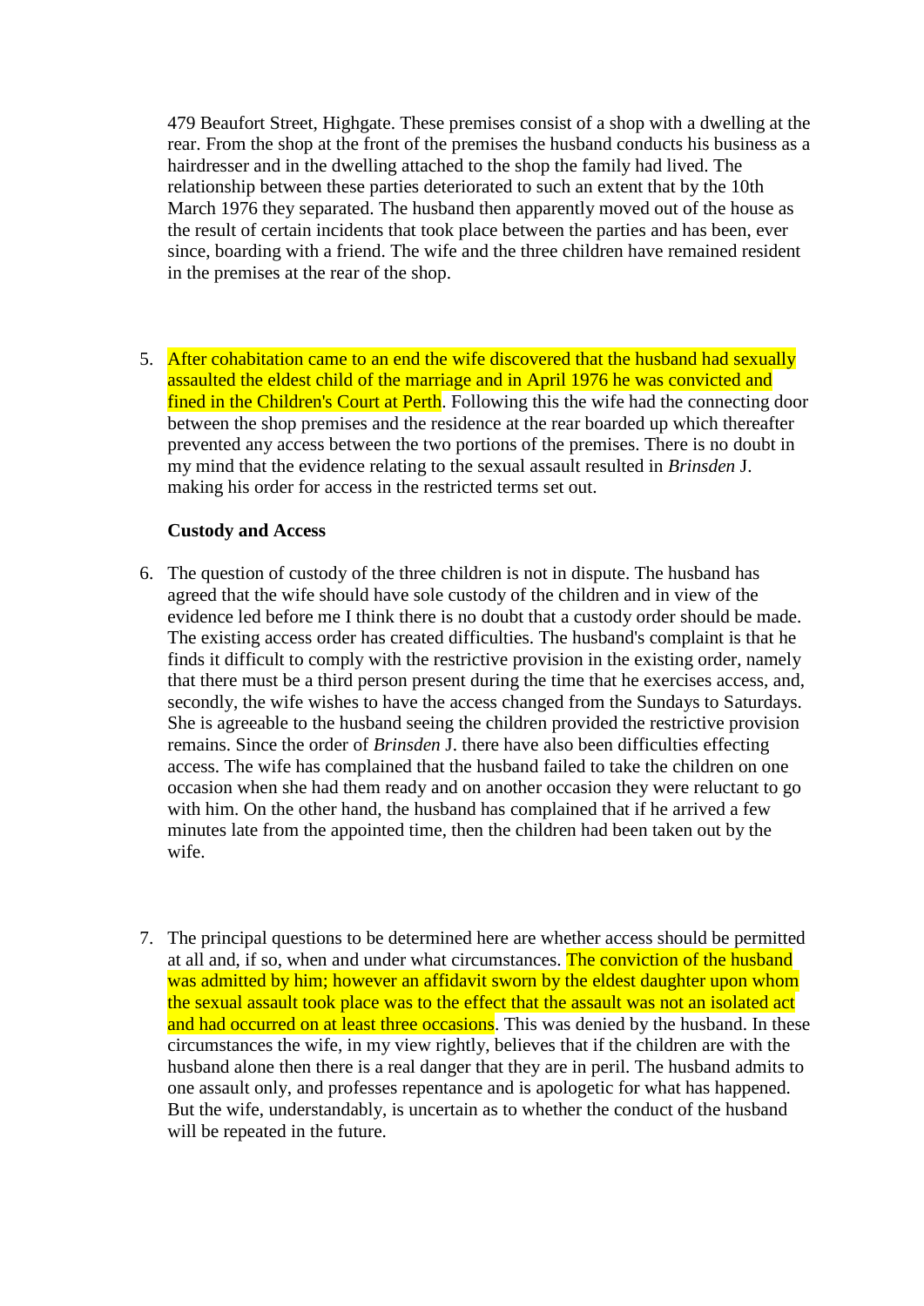479 Beaufort Street, Highgate. These premises consist of a shop with a dwelling at the rear. From the shop at the front of the premises the husband conducts his business as a hairdresser and in the dwelling attached to the shop the family had lived. The relationship between these parties deteriorated to such an extent that by the 10th March 1976 they separated. The husband then apparently moved out of the house as the result of certain incidents that took place between the parties and has been, ever since, boarding with a friend. The wife and the three children have remained resident in the premises at the rear of the shop.

5. After cohabitation came to an end the wife discovered that the husband had sexually assaulted the eldest child of the marriage and in April 1976 he was convicted and fined in the Children's Court at Perth. Following this the wife had the connecting door between the shop premises and the residence at the rear boarded up which thereafter prevented any access between the two portions of the premises. There is no doubt in my mind that the evidence relating to the sexual assault resulted in *Brinsden* J. making his order for access in the restricted terms set out.

**Custody and Access**

6. The question of custody of the three children is not in dispute. The husband has agreed that the wife should have sole custody of the children and in view of the evidence led before me I think there is no doubt that a custody order should be made. The existing access order has created difficulties. The husband's complaint is that he finds it difficult to comply with the restrictive provision in the existing order, namely that there must be a third person present during the time that he exercises access, and, secondly, the wife wishes to have the access changed from the Sundays to Saturdays. She is agreeable to the husband seeing the children provided the restrictive provision remains. Since the order of *Brinsden* J. there have also been difficulties effecting access. The wife has complained that the husband failed to take the children on one occasion when she had them ready and on another occasion they were reluctant to go with him. On the other hand, the husband has complained that if he arrived a few minutes late from the appointed time, then the children had been taken out by the wife.

7. The principal questions to be determined here are whether access should be permitted at all and, if so, when and under what circumstances. The conviction of the husband was admitted by him; however an affidavit sworn by the eldest daughter upon whom the sexual assault took place was to the effect that the assault was not an isolated act and had occurred on at least three occasions. This was denied by the husband. In these circumstances the wife, in my view rightly, believes that if the children are with the husband alone then there is a real danger that they are in peril. The husband admits to one assault only, and professes repentance and is apologetic for what has happened. But the wife, understandably, is uncertain as to whether the conduct of the husband will be repeated in the future.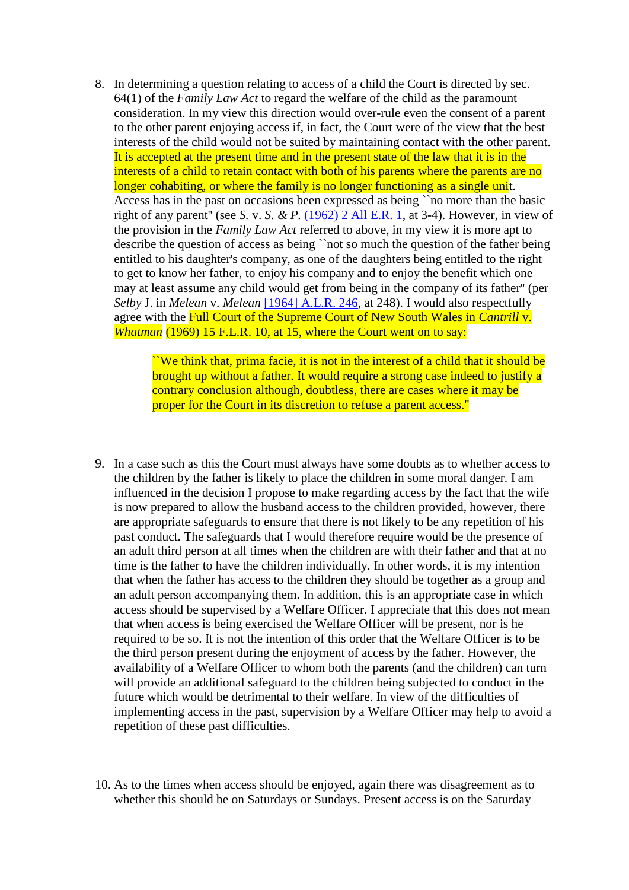8. In determining a question relating to access of a child the Court is directed by sec. 64(1) of the *Family Law Act* to regard the welfare of the child as the paramount consideration. In my view this direction would over-rule even the consent of a parent to the other parent enjoying access if, in fact, the Court were of the view that the best interests of the child would not be suited by maintaining contact with the other parent. It is accepted at the present time and in the present state of the law that it is in the interests of a child to retain contact with both of his parents where the parents are no longer cohabiting, or where the family is no longer functioning as a single unit. Access has in the past on occasions been expressed as being ``no more than the basic right of any parent'' (see *S.* v. *S. & P.* (1962) 2 All E.R. 1, at 3-4). However, in view of the provision in the *Family Law Act* referred to above, in my view it is more apt to describe the question of access as being ``not so much the question of the father being entitled to his daughter's company, as one of the daughters being entitled to the right to get to know her father, to enjoy his company and to enjoy the benefit which one may at least assume any child would get from being in the company of its father'' (per *Selby* J. in *Melean* v. *Melean* [1964] A.L.R. 246, at 248). I would also respectfully agree with the Full Court of the Supreme Court of New South Wales in *Cantrill* v. *Whatman* (1969) 15 F.L.R. 10, at 15, where the Court went on to say:

> ``We think that, prima facie, it is not in the interest of a child that it should be brought up without a father. It would require a strong case indeed to justify a contrary conclusion although, doubtless, there are cases where it may be proper for the Court in its discretion to refuse a parent access.''

9. In a case such as this the Court must always have some doubts as to whether access to the children by the father is likely to place the children in some moral danger. I am influenced in the decision I propose to make regarding access by the fact that the wife is now prepared to allow the husband access to the children provided, however, there are appropriate safeguards to ensure that there is not likely to be any repetition of his past conduct. The safeguards that I would therefore require would be the presence of an adult third person at all times when the children are with their father and that at no time is the father to have the children individually. In other words, it is my intention that when the father has access to the children they should be together as a group and an adult person accompanying them. In addition, this is an appropriate case in which access should be supervised by a Welfare Officer. I appreciate that this does not mean that when access is being exercised the Welfare Officer will be present, nor is he required to be so. It is not the intention of this order that the Welfare Officer is to be the third person present during the enjoyment of access by the father. However, the availability of a Welfare Officer to whom both the parents (and the children) can turn will provide an additional safeguard to the children being subjected to conduct in the future which would be detrimental to their welfare. In view of the difficulties of implementing access in the past, supervision by a Welfare Officer may help to avoid a repetition of these past difficulties.

10. As to the times when access should be enjoyed, again there was disagreement as to whether this should be on Saturdays or Sundays. Present access is on the Saturday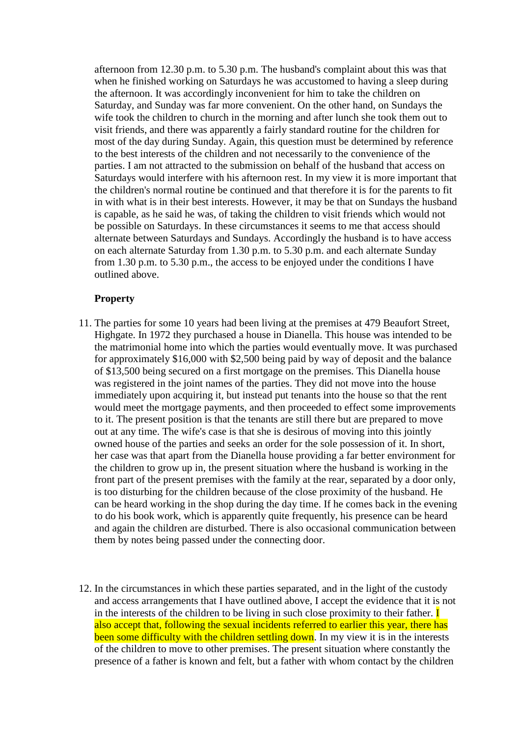afternoon from 12.30 p.m. to 5.30 p.m. The husband's complaint about this was that when he finished working on Saturdays he was accustomed to having a sleep during the afternoon. It was accordingly inconvenient for him to take the children on Saturday, and Sunday was far more convenient. On the other hand, on Sundays the wife took the children to church in the morning and after lunch she took them out to visit friends, and there was apparently a fairly standard routine for the children for most of the day during Sunday. Again, this question must be determined by reference to the best interests of the children and not necessarily to the convenience of the parties. I am not attracted to the submission on behalf of the husband that access on Saturdays would interfere with his afternoon rest. In my view it is more important that the children's normal routine be continued and that therefore it is for the parents to fit in with what is in their best interests. However, it may be that on Sundays the husband is capable, as he said he was, of taking the children to visit friends which would not be possible on Saturdays. In these circumstances it seems to me that access should alternate between Saturdays and Sundays. Accordingly the husband is to have access on each alternate Saturday from 1.30 p.m. to 5.30 p.m. and each alternate Sunday from 1.30 p.m. to 5.30 p.m., the access to be enjoyed under the conditions I have outlined above.

**Property**

11. The parties for some 10 years had been living at the premises at 479 Beaufort Street, Highgate. In 1972 they purchased a house in Dianella. This house was intended to be the matrimonial home into which the parties would eventually move. It was purchased for approximately $16,000 with $2,500 being paid by way of deposit and the balance of $13,500 being secured on a first mortgage on the premises. This Dianella house was registered in the joint names of the parties. They did not move into the house immediately upon acquiring it, but instead put tenants into the house so that the rent would meet the mortgage payments, and then proceeded to effect some improvements to it. The present position is that the tenants are still there but are prepared to move out at any time. The wife's case is that she is desirous of moving into this jointly owned house of the parties and seeks an order for the sole possession of it. In short, her case was that apart from the Dianella house providing a far better environment for the children to grow up in, the present situation where the husband is working in the front part of the present premises with the family at the rear, separated by a door only, is too disturbing for the children because of the close proximity of the husband. He can be heard working in the shop during the day time. If he comes back in the evening to do his book work, which is apparently quite frequently, his presence can be heard and again the children are disturbed. There is also occasional communication between them by notes being passed under the connecting door.

12. In the circumstances in which these parties separated, and in the light of the custody and access arrangements that I have outlined above, I accept the evidence that it is not in the interests of the children to be living in such close proximity to their father. I also accept that, following the sexual incidents referred to earlier this year, there has been some difficulty with the children settling down. In my view it is in the interests of the children to move to other premises. The present situation where constantly the presence of a father is known and felt, but a father with whom contact by the children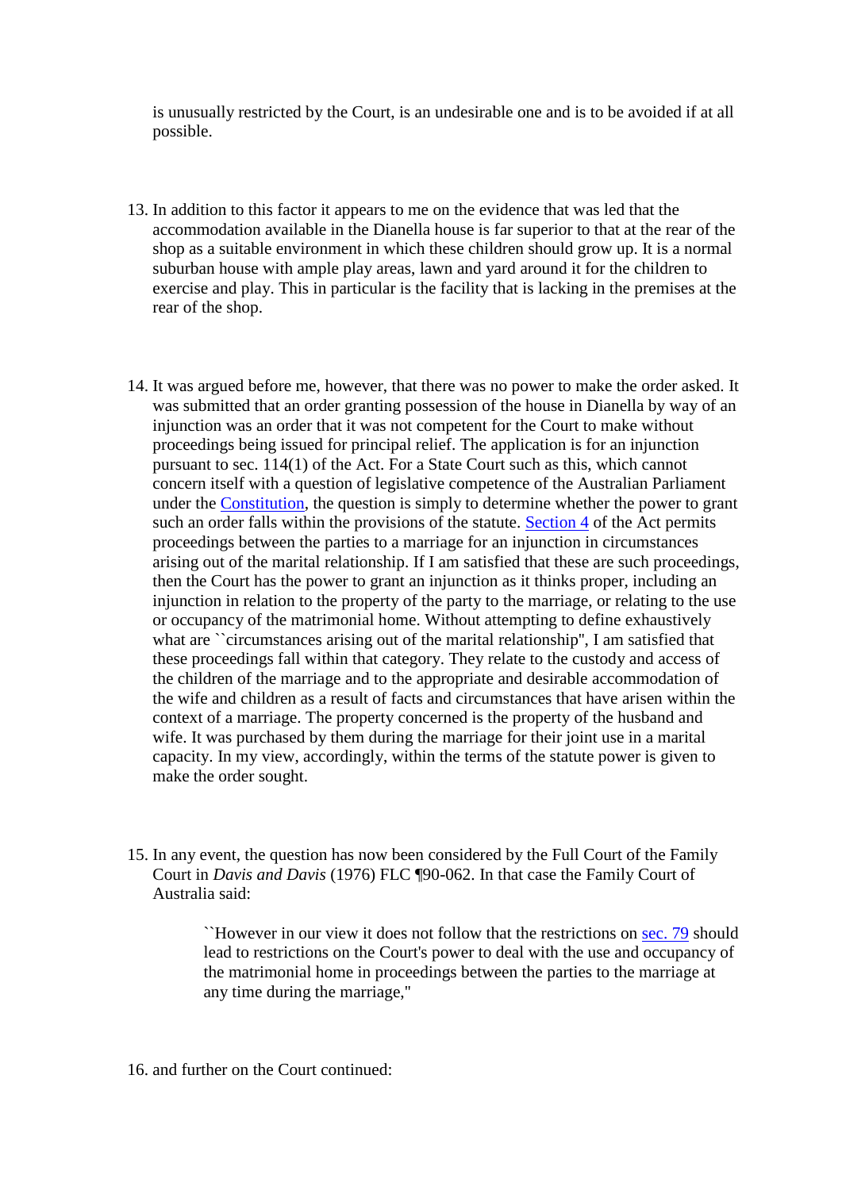is unusually restricted by the Court, is an undesirable one and is to be avoided if at all possible.

13. In addition to this factor it appears to me on the evidence that was led that the accommodation available in the Dianella house is far superior to that at the rear of the shop as a suitable environment in which these children should grow up. It is a normal suburban house with ample play areas, lawn and yard around it for the children to exercise and play. This in particular is the facility that is lacking in the premises at the rear of the shop.

14. It was argued before me, however, that there was no power to make the order asked. It was submitted that an order granting possession of the house in Dianella by way of an injunction was an order that it was not competent for the Court to make without proceedings being issued for principal relief. The application is for an injunction pursuant to sec. 114(1) of the Act. For a State Court such as this, which cannot concern itself with a question of legislative competence of the Australian Parliament under the Constitution, the question is simply to determine whether the power to grant such an order falls within the provisions of the statute. Section 4 of the Act permits proceedings between the parties to a marriage for an injunction in circumstances arising out of the marital relationship. If I am satisfied that these are such proceedings, then the Court has the power to grant an injunction as it thinks proper, including an injunction in relation to the property of the party to the marriage, or relating to the use or occupancy of the matrimonial home. Without attempting to define exhaustively what are ``circumstances arising out of the marital relationship'', I am satisfied that these proceedings fall within that category. They relate to the custody and access of the children of the marriage and to the appropriate and desirable accommodation of the wife and children as a result of facts and circumstances that have arisen within the context of a marriage. The property concerned is the property of the husband and wife. It was purchased by them during the marriage for their joint use in a marital capacity. In my view, accordingly, within the terms of the statute power is given to make the order sought.

15. In any event, the question has now been considered by the Full Court of the Family Court in *Davis and Davis* (1976) FLC ¶90-062. In that case the Family Court of Australia said:

> ``However in our view it does not follow that the restrictions on sec. 79 should lead to restrictions on the Court's power to deal with the use and occupancy of the matrimonial home in proceedings between the parties to the marriage at any time during the marriage,''

16. and further on the Court continued: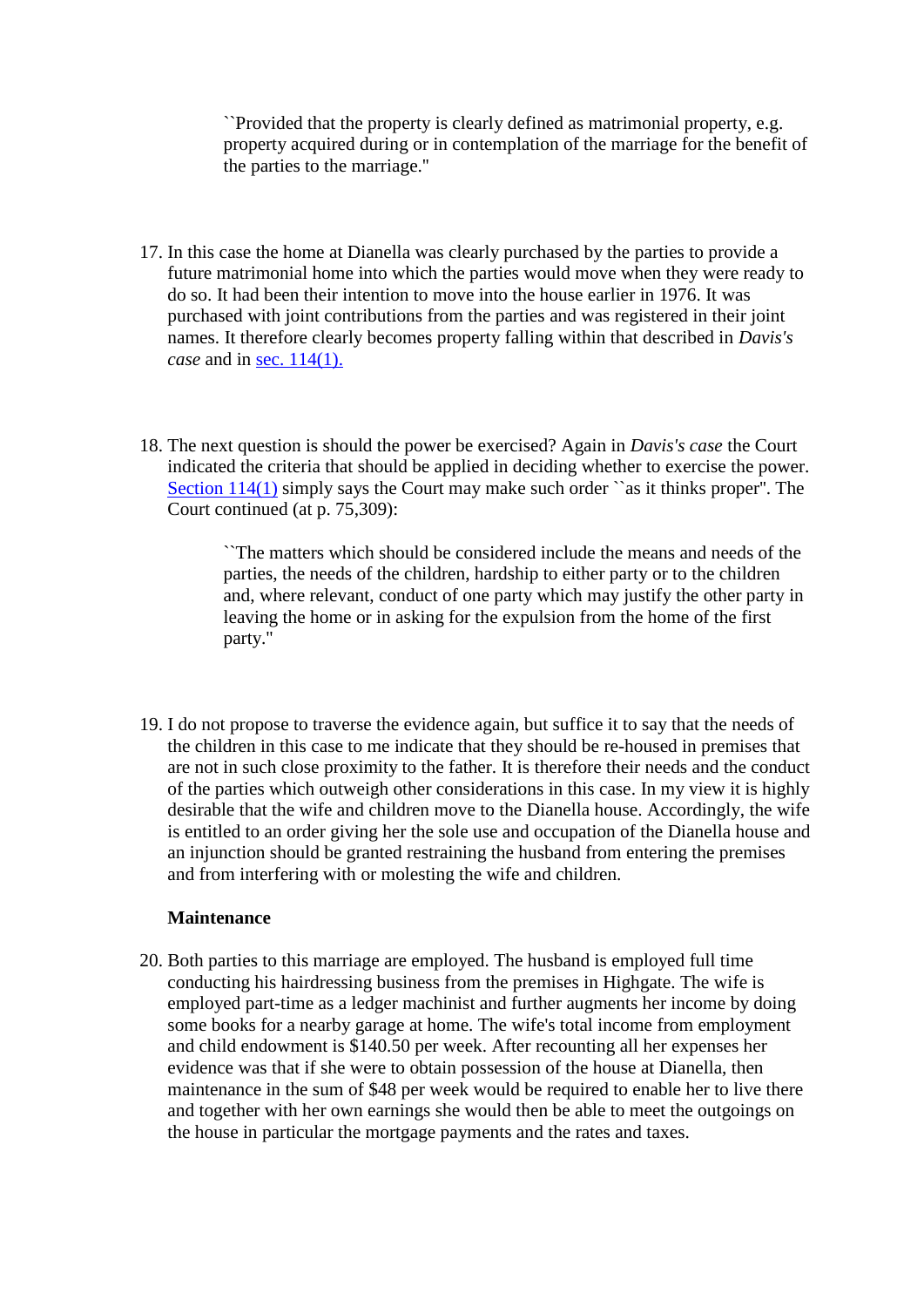> ``Provided that the property is clearly defined as matrimonial property, e.g. property acquired during or in contemplation of the marriage for the benefit of the parties to the marriage."

17. In this case the home at Dianella was clearly purchased by the parties to provide a future matrimonial home into which the parties would move when they were ready to do so. It had been their intention to move into the house earlier in 1976. It was purchased with joint contributions from the parties and was registered in their joint names. It therefore clearly becomes property falling within that described in *Davis's case* and in sec. 114(1).

18. The next question is should the power be exercised? Again in *Davis's case* the Court indicated the criteria that should be applied in deciding whether to exercise the power. Section 114(1) simply says the Court may make such order ``as it thinks proper". The Court continued (at p. 75,309):

> ``The matters which should be considered include the means and needs of the parties, the needs of the children, hardship to either party or to the children and, where relevant, conduct of one party which may justify the other party in leaving the home or in asking for the expulsion from the home of the first party."

19. I do not propose to traverse the evidence again, but suffice it to say that the needs of the children in this case to me indicate that they should be re-housed in premises that are not in such close proximity to the father. It is therefore their needs and the conduct of the parties which outweigh other considerations in this case. In my view it is highly desirable that the wife and children move to the Dianella house. Accordingly, the wife is entitled to an order giving her the sole use and occupation of the Dianella house and an injunction should be granted restraining the husband from entering the premises and from interfering with or molesting the wife and children.

**Maintenance**

20. Both parties to this marriage are employed. The husband is employed full time conducting his hairdressing business from the premises in Highgate. The wife is employed part-time as a ledger machinist and further augments her income by doing some books for a nearby garage at home. The wife's total income from employment and child endowment is $140.50 per week. After recounting all her expenses her evidence was that if she were to obtain possession of the house at Dianella, then maintenance in the sum of $48 per week would be required to enable her to live there and together with her own earnings she would then be able to meet the outgoings on the house in particular the mortgage payments and the rates and taxes.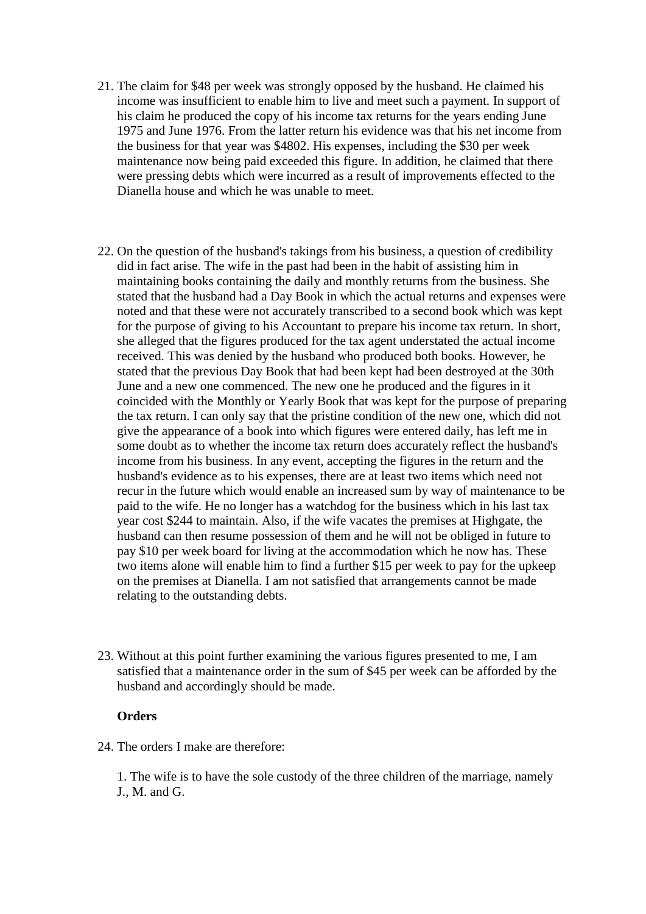21. The claim for $48 per week was strongly opposed by the husband. He claimed his income was insufficient to enable him to live and meet such a payment. In support of his claim he produced the copy of his income tax returns for the years ending June 1975 and June 1976. From the latter return his evidence was that his net income from the business for that year was $4802. His expenses, including the $30 per week maintenance now being paid exceeded this figure. In addition, he claimed that there were pressing debts which were incurred as a result of improvements effected to the Dianella house and which he was unable to meet.

22. On the question of the husband's takings from his business, a question of credibility did in fact arise. The wife in the past had been in the habit of assisting him in maintaining books containing the daily and monthly returns from the business. She stated that the husband had a Day Book in which the actual returns and expenses were noted and that these were not accurately transcribed to a second book which was kept for the purpose of giving to his Accountant to prepare his income tax return. In short, she alleged that the figures produced for the tax agent understated the actual income received. This was denied by the husband who produced both books. However, he stated that the previous Day Book that had been kept had been destroyed at the 30th June and a new one commenced. The new one he produced and the figures in it coincided with the Monthly or Yearly Book that was kept for the purpose of preparing the tax return. I can only say that the pristine condition of the new one, which did not give the appearance of a book into which figures were entered daily, has left me in some doubt as to whether the income tax return does accurately reflect the husband's income from his business. In any event, accepting the figures in the return and the husband's evidence as to his expenses, there are at least two items which need not recur in the future which would enable an increased sum by way of maintenance to be paid to the wife. He no longer has a watchdog for the business which in his last tax year cost $244 to maintain. Also, if the wife vacates the premises at Highgate, the husband can then resume possession of them and he will not be obliged in future to pay $10 per week board for living at the accommodation which he now has. These two items alone will enable him to find a further $15 per week to pay for the upkeep on the premises at Dianella. I am not satisfied that arrangements cannot be made relating to the outstanding debts.

23. Without at this point further examining the various figures presented to me, I am satisfied that a maintenance order in the sum of $45 per week can be afforded by the husband and accordingly should be made.

**Orders**

24. The orders I make are therefore:

1. The wife is to have the sole custody of the three children of the marriage, namely J., M. and G.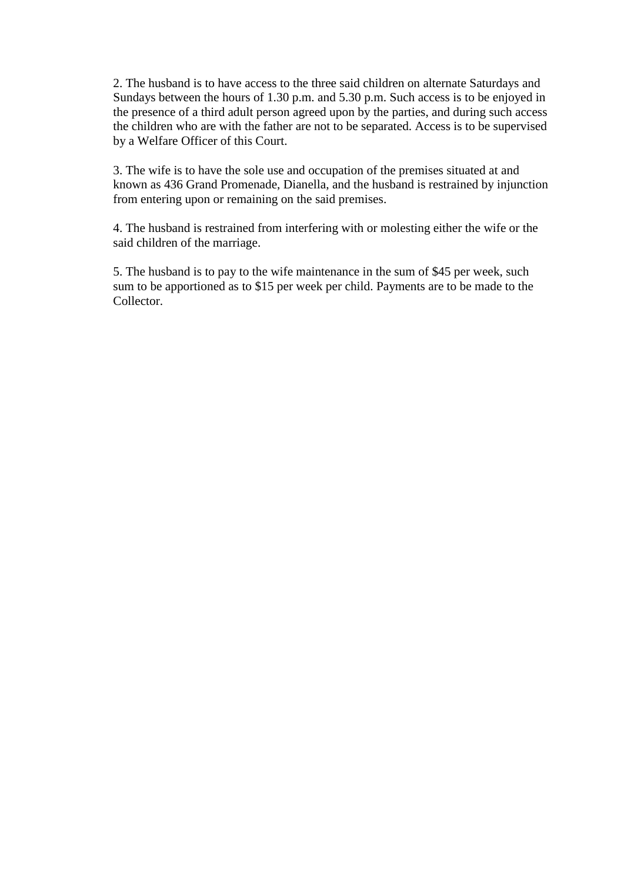2. The husband is to have access to the three said children on alternate Saturdays and Sundays between the hours of 1.30 p.m. and 5.30 p.m. Such access is to be enjoyed in the presence of a third adult person agreed upon by the parties, and during such access the children who are with the father are not to be separated. Access is to be supervised by a Welfare Officer of this Court.

3. The wife is to have the sole use and occupation of the premises situated at and known as 436 Grand Promenade, Dianella, and the husband is restrained by injunction from entering upon or remaining on the said premises.

4. The husband is restrained from interfering with or molesting either the wife or the said children of the marriage.

5. The husband is to pay to the wife maintenance in the sum of $45 per week, such sum to be apportioned as to $15 per week per child. Payments are to be made to the Collector.